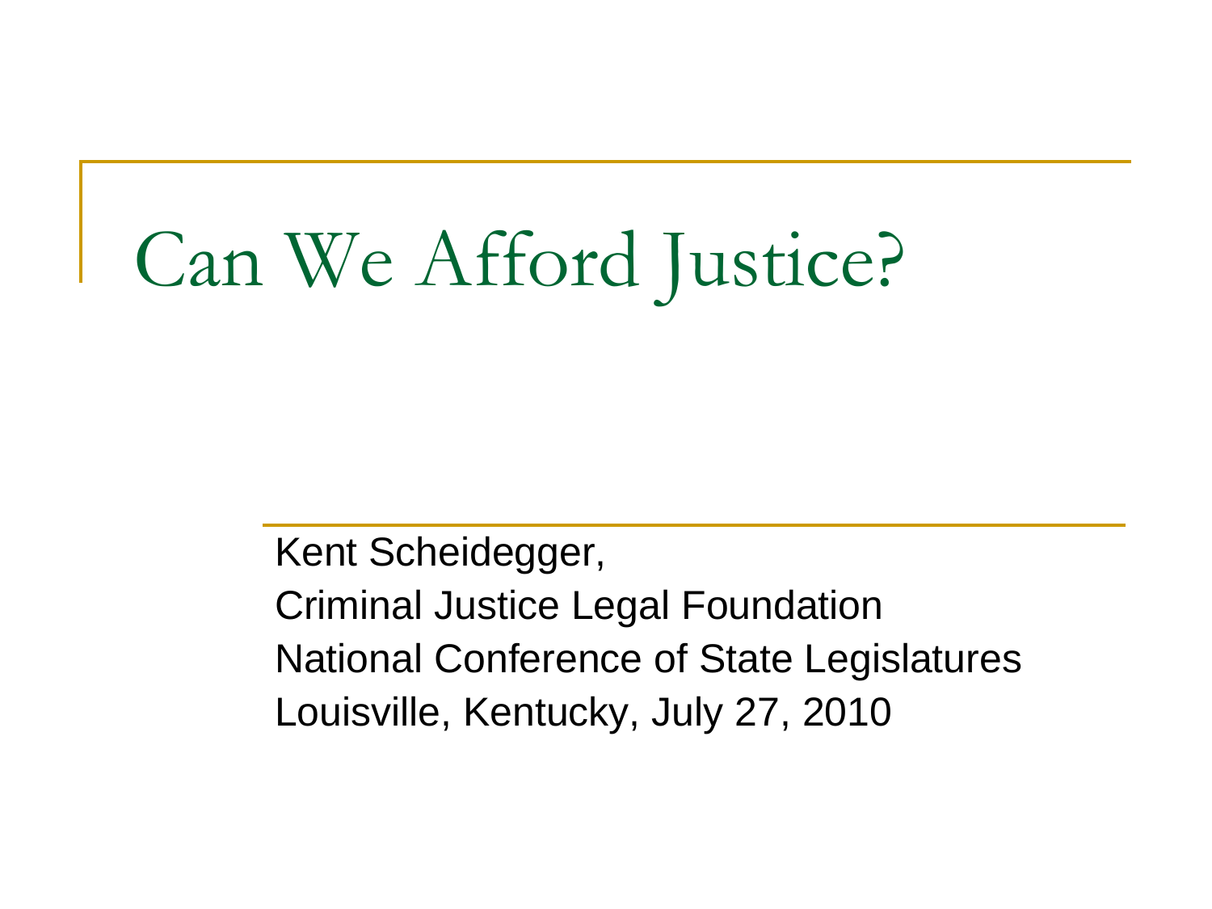# Can We Afford Justice?

Kent Scheidegger,
Criminal Justice Legal Foundation
National Conference of State Legislatures
Louisville, Kentucky, July 27, 2010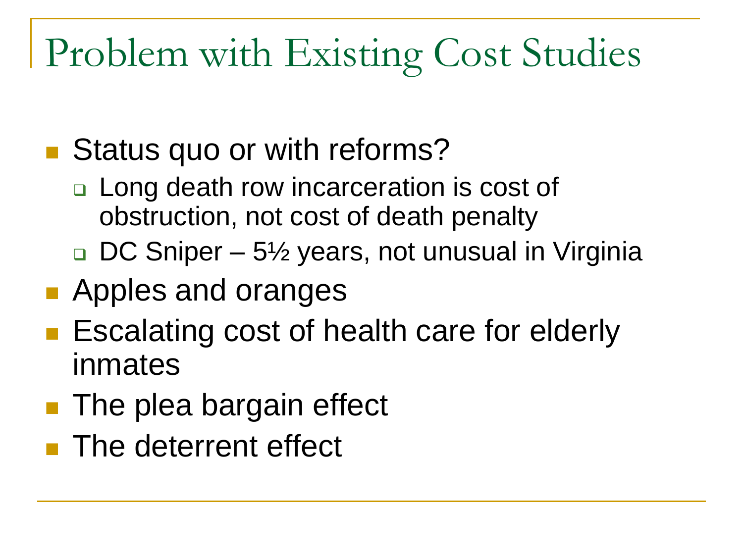# Problem with Existing Cost Studies

- Status quo or with reforms?
  - Long death row incarceration is cost of obstruction, not cost of death penalty
  - DC Sniper – 5½ years, not unusual in Virginia
- Apples and oranges
- Escalating cost of health care for elderly inmates
- The plea bargain effect
- The deterrent effect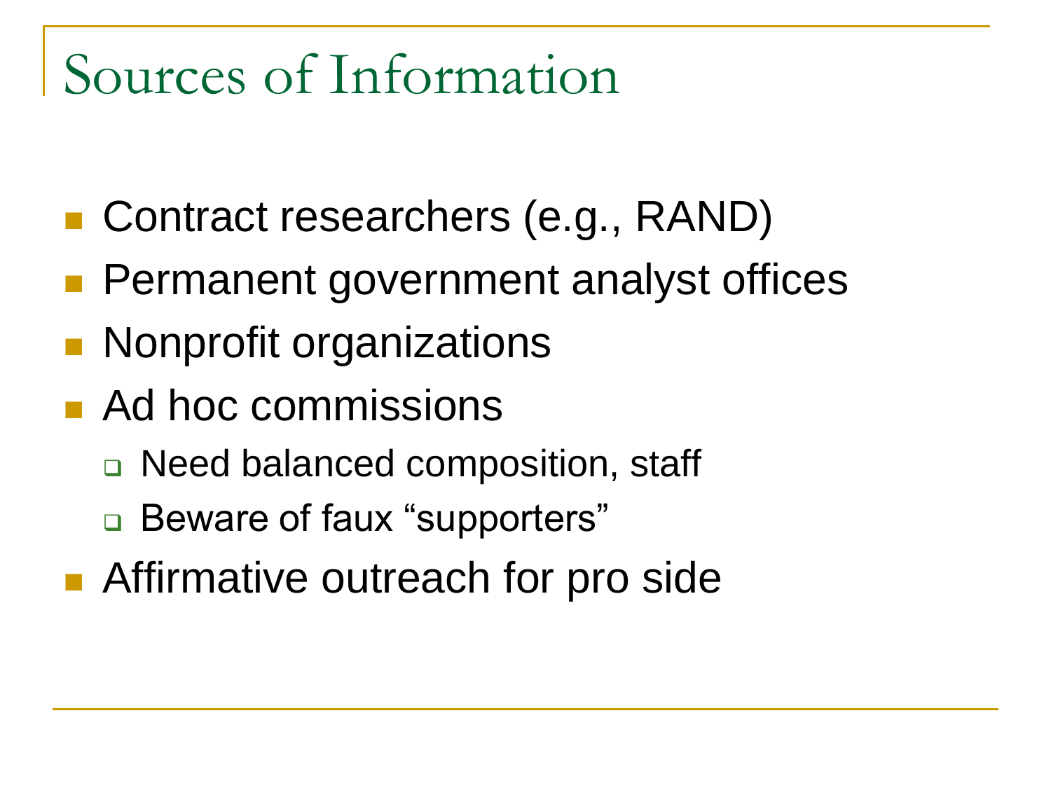# Sources of Information

- Contract researchers (e.g., RAND)
- Permanent government analyst offices
- Nonprofit organizations
- Ad hoc commissions
  - Need balanced composition, staff
  - Beware of faux "supporters"
- Affirmative outreach for pro side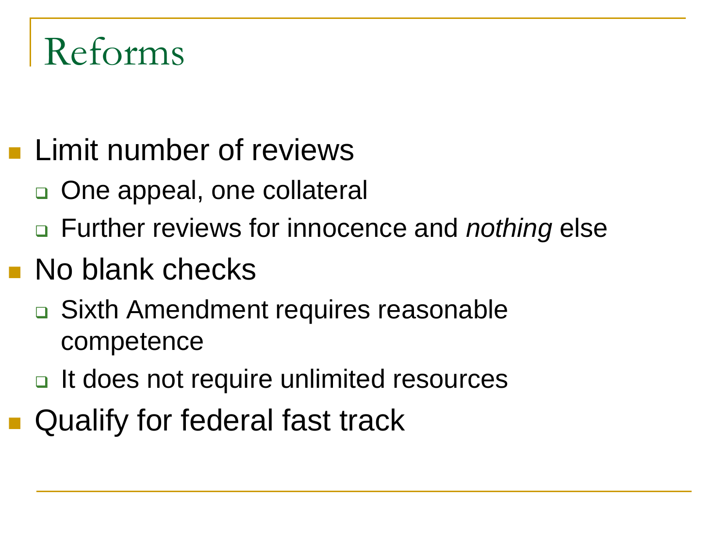# Reforms

- Limit number of reviews
  - One appeal, one collateral
  - Further reviews for innocence and *nothing* else
- No blank checks
  - Sixth Amendment requires reasonable competence
  - It does not require unlimited resources
- Qualify for federal fast track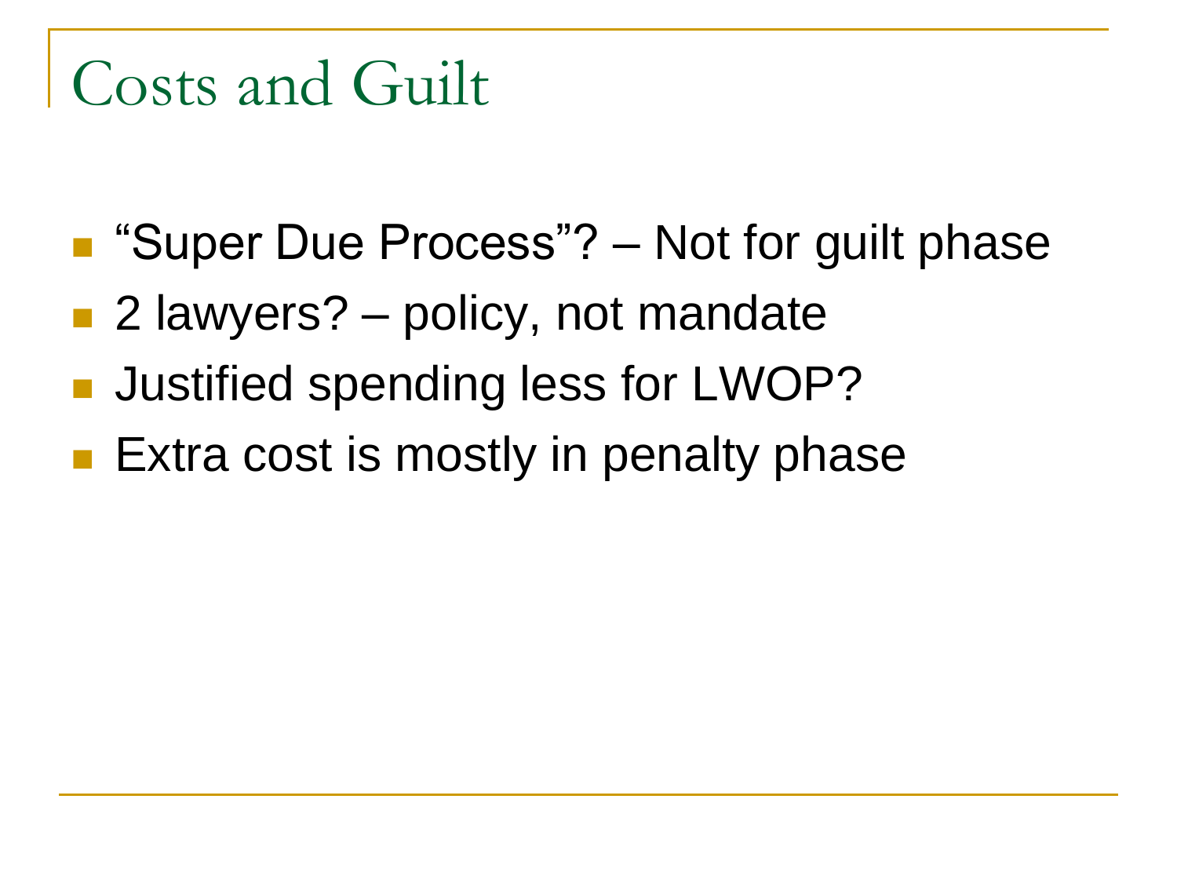# Costs and Guilt

- "Super Due Process"? – Not for guilt phase
- 2 lawyers? – policy, not mandate
- Justified spending less for LWOP?
- Extra cost is mostly in penalty phase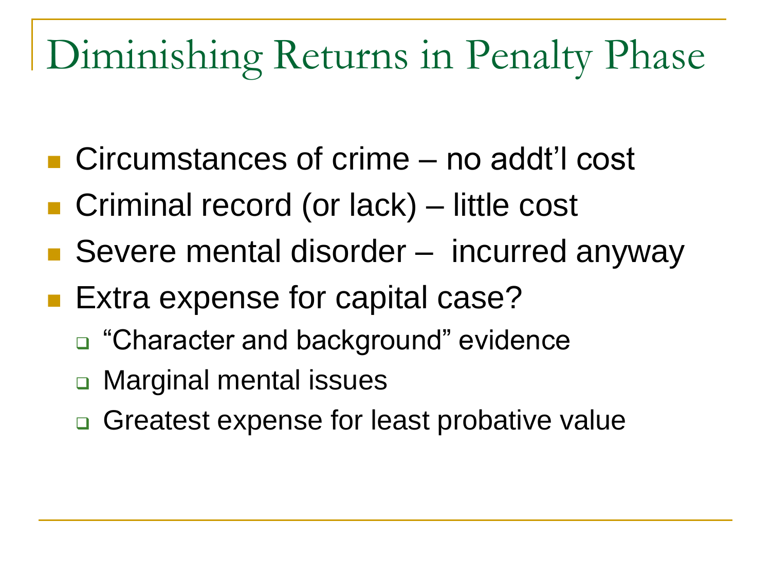# Diminishing Returns in Penalty Phase

- Circumstances of crime – no addt'l cost
- Criminal record (or lack) – little cost
- Severe mental disorder – incurred anyway
- Extra expense for capital case?
  - "Character and background" evidence
  - Marginal mental issues
  - Greatest expense for least probative value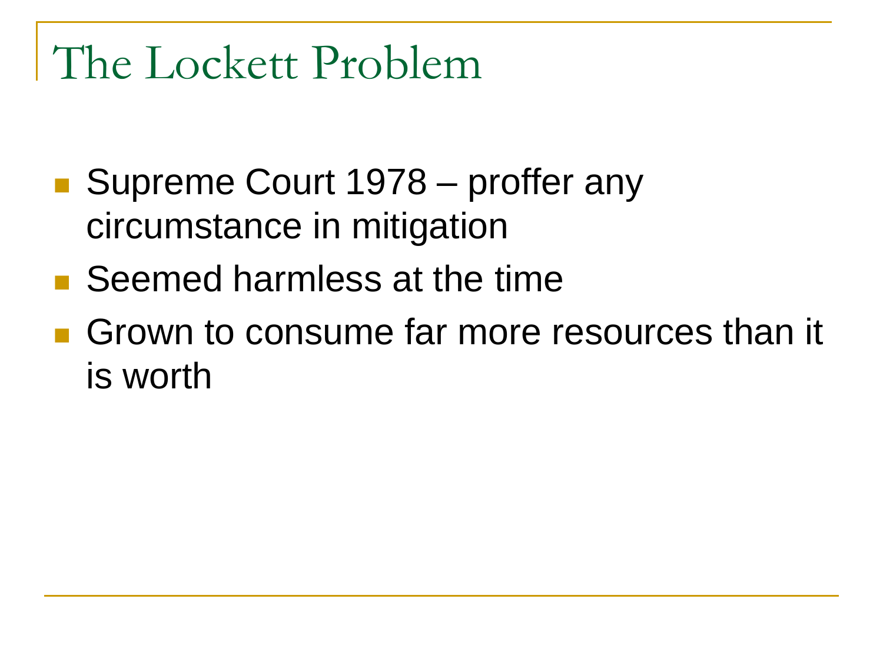# The Lockett Problem

- Supreme Court 1978 – proffer any circumstance in mitigation
- Seemed harmless at the time
- Grown to consume far more resources than it is worth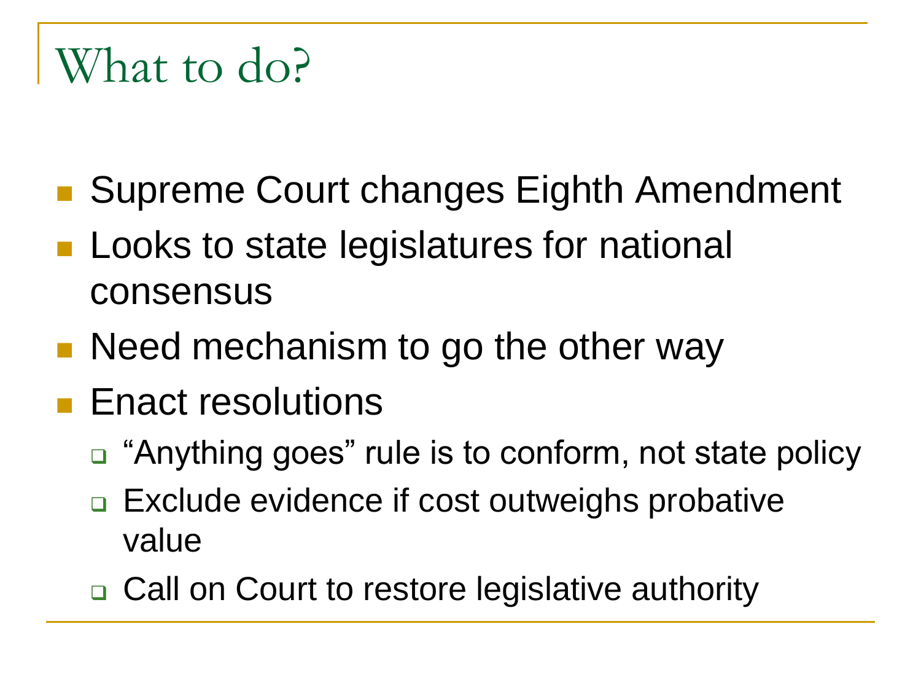# What to do?

- Supreme Court changes Eighth Amendment
- Looks to state legislatures for national consensus
- Need mechanism to go the other way
- Enact resolutions
  - “Anything goes” rule is to conform, not state policy
  - Exclude evidence if cost outweighs probative value
  - Call on Court to restore legislative authority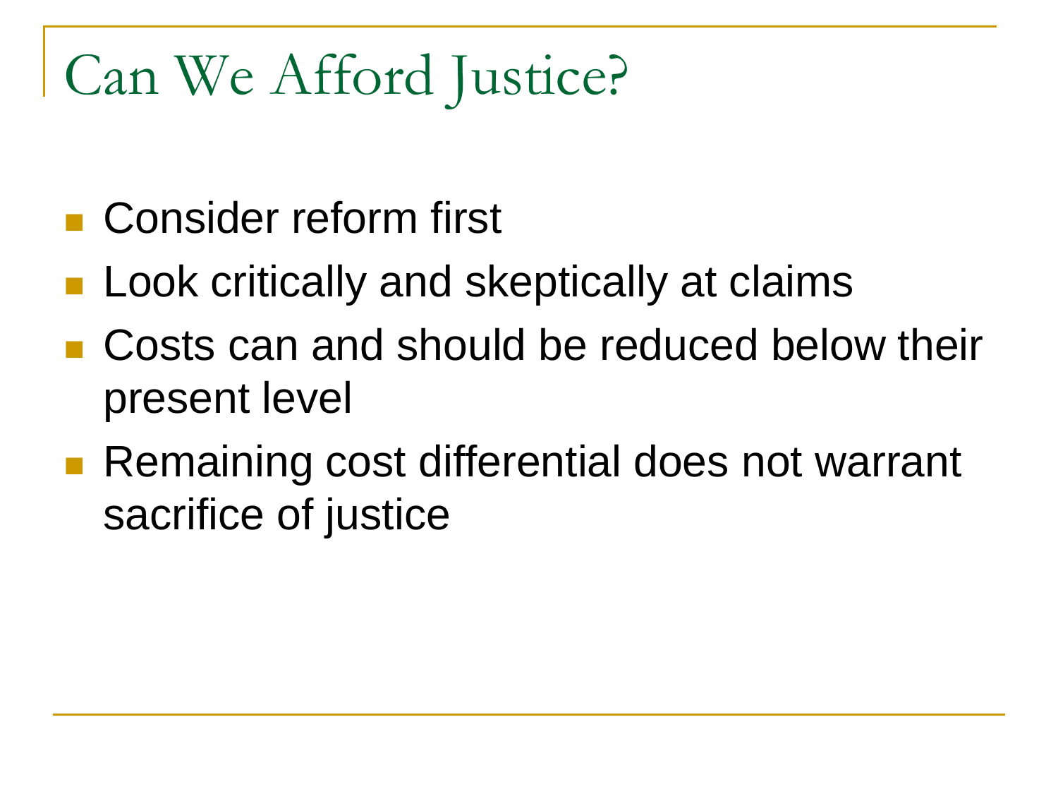# Can We Afford Justice?

- Consider reform first
- Look critically and skeptically at claims
- Costs can and should be reduced below their present level
- Remaining cost differential does not warrant sacrifice of justice